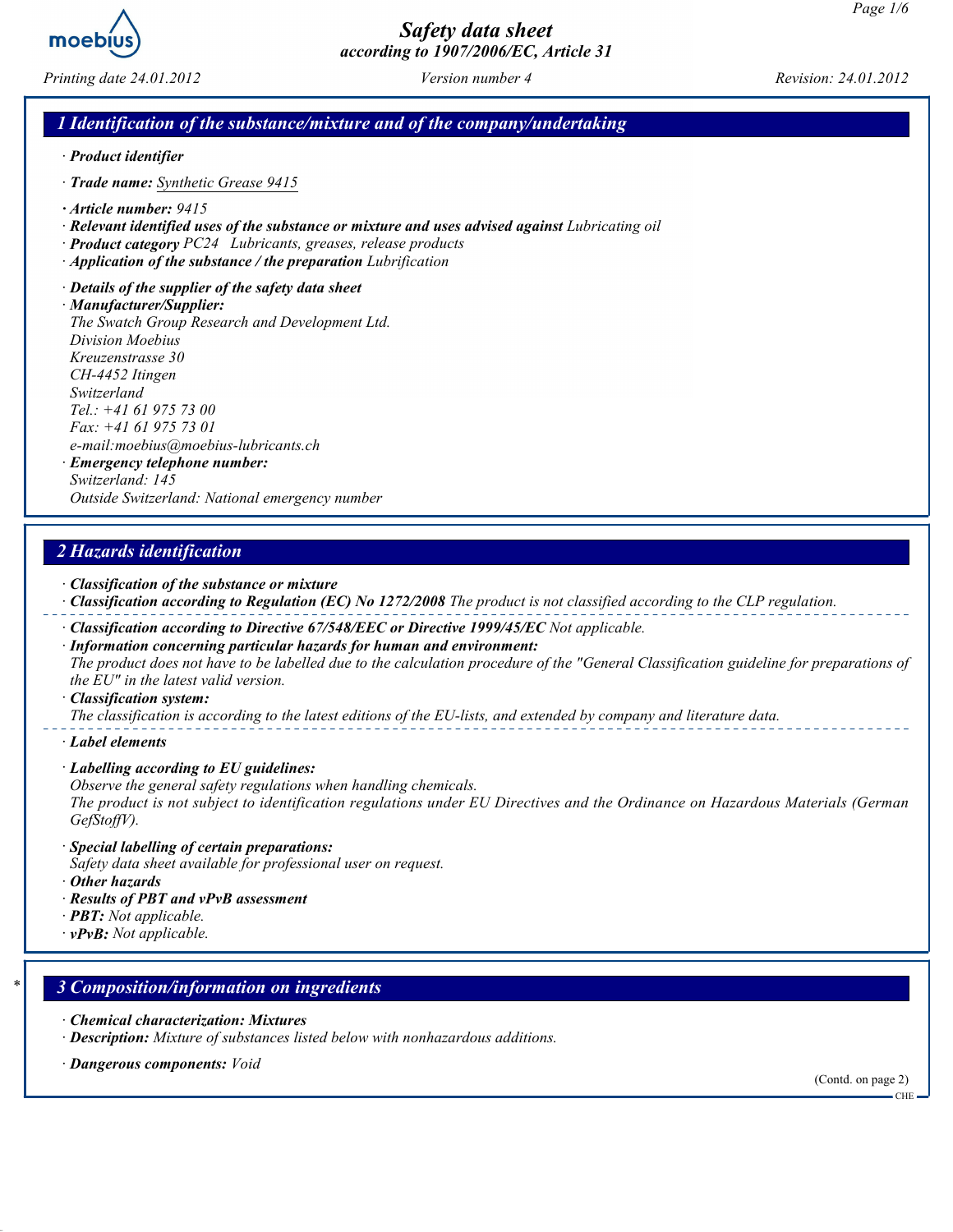# Safety data sheet
*according to 1907/2006/EC, Article 31*

*Printing date 24.01.2012* *Version number 4* *Revision: 24.01.2012*

## 1 Identification of the substance/mixture and of the company/undertaking

· **Product identifier**

· **Trade name:** Synthetic Grease 9415

· **Article number:** 9415
· **Relevant identified uses of the substance or mixture and uses advised against** Lubricating oil
· **Product category** PC24 Lubricants, greases, release products
· **Application of the substance / the preparation** Lubrification

· **Details of the supplier of the safety data sheet**
· **Manufacturer/Supplier:**
The Swatch Group Research and Development Ltd.
Division Moebius
Kreuzenstrasse 30
CH-4452 Itingen
Switzerland
Tel.: +41 61 975 73 00
Fax: +41 61 975 73 01
e-mail:moebius@moebius-lubricants.ch
· **Emergency telephone number:**
Switzerland: 145
Outside Switzerland: National emergency number

## 2 Hazards identification

· **Classification of the substance or mixture**
· **Classification according to Regulation (EC) No 1272/2008** The product is not classified according to the CLP regulation.

· **Classification according to Directive 67/548/EEC or Directive 1999/45/EC** Not applicable.
· **Information concerning particular hazards for human and environment:**
The product does not have to be labelled due to the calculation procedure of the "General Classification guideline for preparations of the EU" in the latest valid version.
· **Classification system:**
The classification is according to the latest editions of the EU-lists, and extended by company and literature data.

· **Label elements**

· **Labelling according to EU guidelines:**
Observe the general safety regulations when handling chemicals.
The product is not subject to identification regulations under EU Directives and the Ordinance on Hazardous Materials (German GefStoffV).

· **Special labelling of certain preparations:**
Safety data sheet available for professional user on request.
· **Other hazards**
· **Results of PBT and vPvB assessment**
· **PBT:** Not applicable.
· **vPvB:** Not applicable.

## * 3 Composition/information on ingredients

· **Chemical characterization: Mixtures**
· **Description:** Mixture of substances listed below with nonhazardous additions.

· **Dangerous components:** Void

(Contd. on page 2)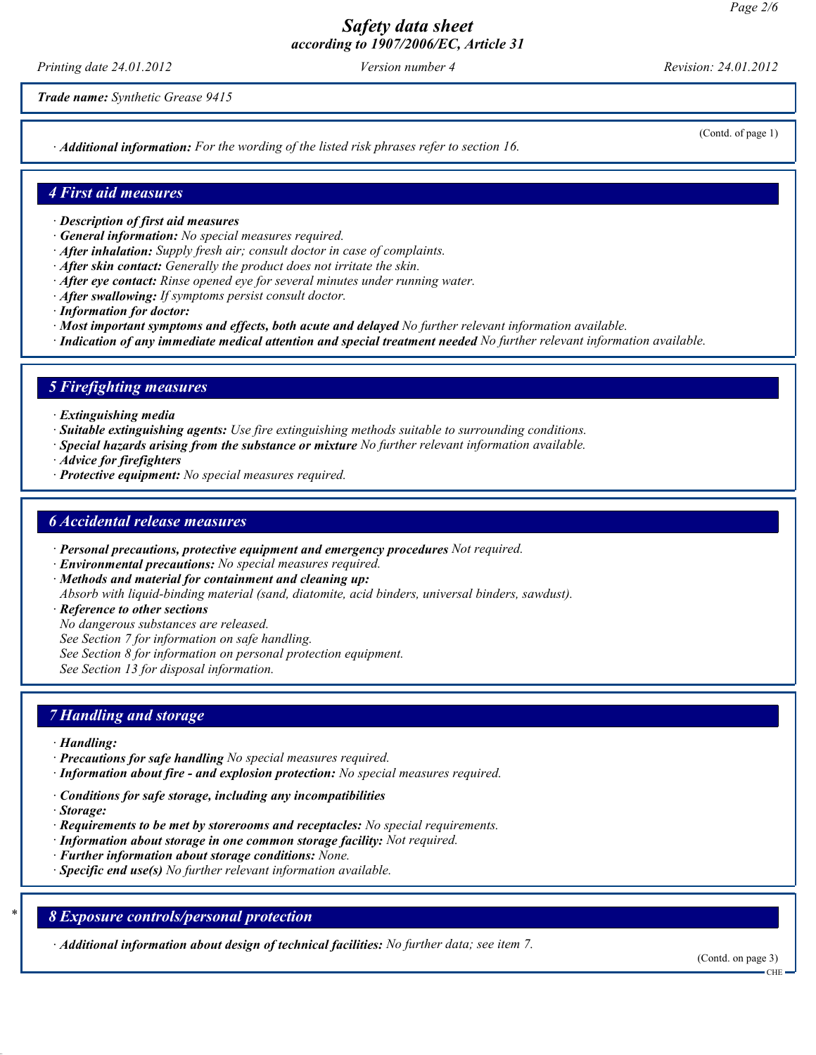*Safety data sheet*
*according to 1907/2006/EC, Article 31*

*Printing date 24.01.2012* *Version number 4* *Revision: 24.01.2012*

***Trade name:*** *Synthetic Grease 9415*

(Contd. of page 1)

· ***Additional information:*** *For the wording of the listed risk phrases refer to section 16.*

## 4 First aid measures

· ***Description of first aid measures***
· ***General information:*** *No special measures required.*
· ***After inhalation:*** *Supply fresh air; consult doctor in case of complaints.*
· ***After skin contact:*** *Generally the product does not irritate the skin.*
· ***After eye contact:*** *Rinse opened eye for several minutes under running water.*
· ***After swallowing:*** *If symptoms persist consult doctor.*
· ***Information for doctor:***
· ***Most important symptoms and effects, both acute and delayed*** *No further relevant information available.*
· ***Indication of any immediate medical attention and special treatment needed*** *No further relevant information available.*

## 5 Firefighting measures

· ***Extinguishing media***
· ***Suitable extinguishing agents:*** *Use fire extinguishing methods suitable to surrounding conditions.*
· ***Special hazards arising from the substance or mixture*** *No further relevant information available.*
· ***Advice for firefighters***
· ***Protective equipment:*** *No special measures required.*

## 6 Accidental release measures

· ***Personal precautions, protective equipment and emergency procedures*** *Not required.*
· ***Environmental precautions:*** *No special measures required.*
· ***Methods and material for containment and cleaning up:***
*Absorb with liquid-binding material (sand, diatomite, acid binders, universal binders, sawdust).*
· ***Reference to other sections***
*No dangerous substances are released.*
*See Section 7 for information on safe handling.*
*See Section 8 for information on personal protection equipment.*
*See Section 13 for disposal information.*

## 7 Handling and storage

· ***Handling:***
· ***Precautions for safe handling*** *No special measures required.*
· ***Information about fire - and explosion protection:*** *No special measures required.*

· ***Conditions for safe storage, including any incompatibilities***
· ***Storage:***
· ***Requirements to be met by storerooms and receptacles:*** *No special requirements.*
· ***Information about storage in one common storage facility:*** *Not required.*
· ***Further information about storage conditions:*** *None.*
· ***Specific end use(s)*** *No further relevant information available.*

## * 8 Exposure controls/personal protection

· ***Additional information about design of technical facilities:*** *No further data; see item 7.*

(Contd. on page 3)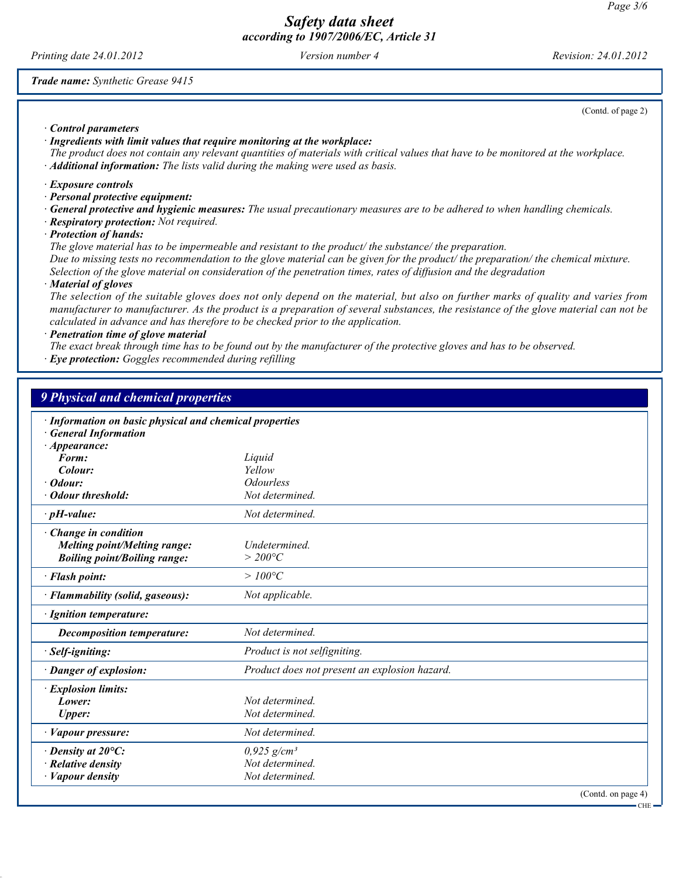(Contd. of page 2)

· **Control parameters**
· **Ingredients with limit values that require monitoring at the workplace:**
The product does not contain any relevant quantities of materials with critical values that have to be monitored at the workplace.
· **Additional information:** The lists valid during the making were used as basis.

· **Exposure controls**
· **Personal protective equipment:**
· **General protective and hygienic measures:** The usual precautionary measures are to be adhered to when handling chemicals.
· **Respiratory protection:** Not required.
· **Protection of hands:**
The glove material has to be impermeable and resistant to the product/ the substance/ the preparation.
Due to missing tests no recommendation to the glove material can be given for the product/ the preparation/ the chemical mixture.
Selection of the glove material on consideration of the penetration times, rates of diffusion and the degradation
· **Material of gloves**
The selection of the suitable gloves does not only depend on the material, but also on further marks of quality and varies from manufacturer to manufacturer. As the product is a preparation of several substances, the resistance of the glove material can not be calculated in advance and has therefore to be checked prior to the application.
· **Penetration time of glove material**
The exact break through time has to be found out by the manufacturer of the protective gloves and has to be observed.
· **Eye protection:** Goggles recommended during refilling

## 9 Physical and chemical properties

| | |
|---|---|
| · **Information on basic physical and chemical properties** | |
| · **General Information** | |
| · **Appearance:** | |
| **Form:** | Liquid |
| **Colour:** | Yellow |
| · **Odour:** | Odourless |
| · **Odour threshold:** | Not determined. |
| · **pH-value:** | Not determined. |
| · **Change in condition** | |
| **Melting point/Melting range:** | Undetermined. |
| **Boiling point/Boiling range:** | > 200°C |
| · **Flash point:** | > 100°C |
| · **Flammability (solid, gaseous):** | Not applicable. |
| · **Ignition temperature:** | |
| **Decomposition temperature:** | Not determined. |
| · **Self-igniting:** | Product is not selfigniting. |
| · **Danger of explosion:** | Product does not present an explosion hazard. |
| · **Explosion limits:** | |
| **Lower:** | Not determined. |
| **Upper:** | Not determined. |
| · **Vapour pressure:** | Not determined. |
| · **Density at 20°C:** | 0,925 g/cm³ |
| · **Relative density** | Not determined. |
| · **Vapour density** | Not determined. |

(Contd. on page 4)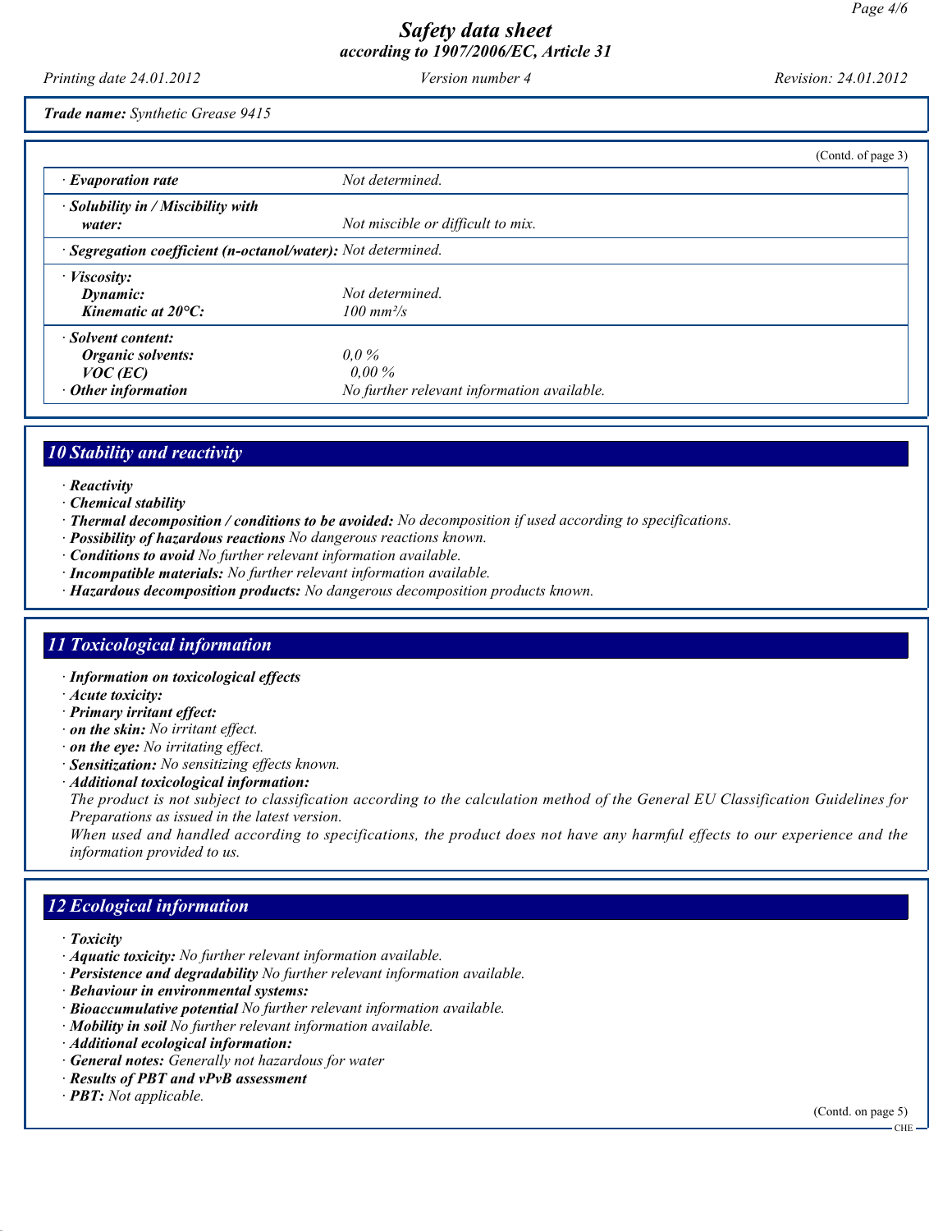**Trade name:** *Synthetic Grease 9415*

(Contd. of page 3)

| | |
|---|---|
| · **Evaporation rate** | *Not determined.* |
| · **Solubility in / Miscibility with water:** | *Not miscible or difficult to mix.* |
| · **Segregation coefficient (n-octanol/water):** | *Not determined.* |
| · **Viscosity:** | |
| **Dynamic:** | *Not determined.* |
| **Kinematic at 20°C:** | *100 mm²/s* |
| · **Solvent content:** | |
| **Organic solvents:** | *0,0 %* |
| **VOC (EC)** | *0,00 %* |
| · **Other information** | *No further relevant information available.* |

## 10 Stability and reactivity

· **Reactivity**
· **Chemical stability**
· **Thermal decomposition / conditions to be avoided:** *No decomposition if used according to specifications.*
· **Possibility of hazardous reactions** *No dangerous reactions known.*
· **Conditions to avoid** *No further relevant information available.*
· **Incompatible materials:** *No further relevant information available.*
· **Hazardous decomposition products:** *No dangerous decomposition products known.*

## 11 Toxicological information

· **Information on toxicological effects**
· **Acute toxicity:**
· **Primary irritant effect:**
· **on the skin:** *No irritant effect.*
· **on the eye:** *No irritating effect.*
· **Sensitization:** *No sensitizing effects known.*
· **Additional toxicological information:**
*The product is not subject to classification according to the calculation method of the General EU Classification Guidelines for Preparations as issued in the latest version.*
*When used and handled according to specifications, the product does not have any harmful effects to our experience and the information provided to us.*

## 12 Ecological information

· **Toxicity**
· **Aquatic toxicity:** *No further relevant information available.*
· **Persistence and degradability** *No further relevant information available.*
· **Behaviour in environmental systems:**
· **Bioaccumulative potential** *No further relevant information available.*
· **Mobility in soil** *No further relevant information available.*
· **Additional ecological information:**
· **General notes:** *Generally not hazardous for water*
· **Results of PBT and vPvB assessment**
· **PBT:** *Not applicable.*

(Contd. on page 5)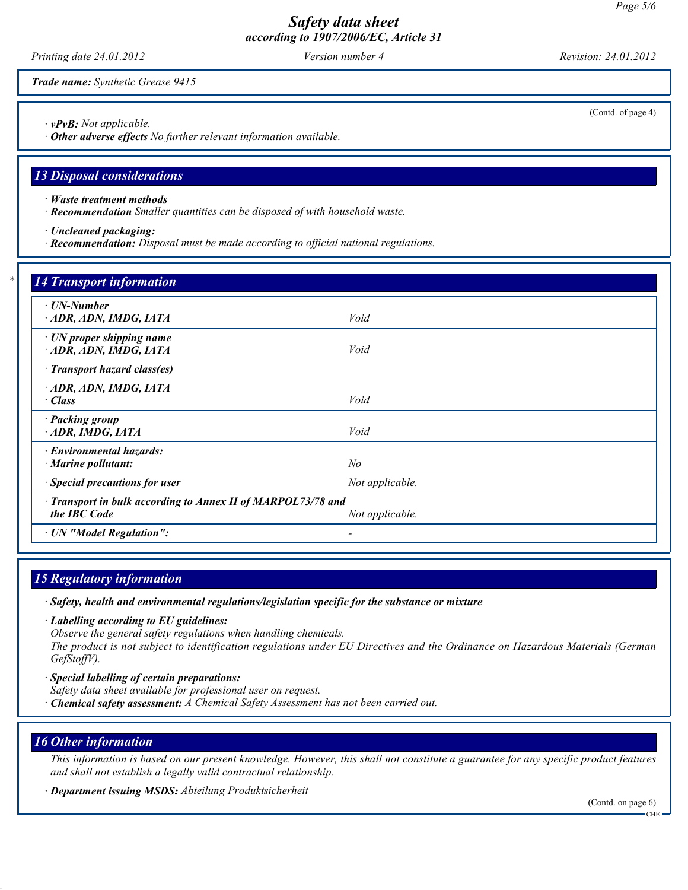**Trade name:** *Synthetic Grease 9415*

(Contd. of page 4)

· ***vPvB:*** *Not applicable.*
· ***Other adverse effects*** *No further relevant information available.*

## 13 Disposal considerations

· ***Waste treatment methods***
· ***Recommendation*** *Smaller quantities can be disposed of with household waste.*

· ***Uncleaned packaging:***
· ***Recommendation:*** *Disposal must be made according to official national regulations.*

## * 14 Transport information

| | |
|---|---|
| · ***UN-Number***<br>· ***ADR, ADN, IMDG, IATA*** | *Void* |
| · ***UN proper shipping name***<br>· ***ADR, ADN, IMDG, IATA*** | *Void* |
| · ***Transport hazard class(es)***<br>· ***ADR, ADN, IMDG, IATA***<br>· ***Class*** | *Void* |
| · ***Packing group***<br>· ***ADR, IMDG, IATA*** | *Void* |
| · ***Environmental hazards:***<br>· ***Marine pollutant:*** | *No* |
| · ***Special precautions for user*** | *Not applicable.* |
| · ***Transport in bulk according to Annex II of MARPOL73/78 and the IBC Code*** | *Not applicable.* |
| · ***UN "Model Regulation":*** | - |

## 15 Regulatory information

· ***Safety, health and environmental regulations/legislation specific for the substance or mixture***

· ***Labelling according to EU guidelines:***
*Observe the general safety regulations when handling chemicals.*
*The product is not subject to identification regulations under EU Directives and the Ordinance on Hazardous Materials (German GefStoffV).*

· ***Special labelling of certain preparations:***
*Safety data sheet available for professional user on request.*
· ***Chemical safety assessment:*** *A Chemical Safety Assessment has not been carried out.*

## 16 Other information

*This information is based on our present knowledge. However, this shall not constitute a guarantee for any specific product features and shall not establish a legally valid contractual relationship.*

· ***Department issuing MSDS:*** *Abteilung Produktsicherheit*

(Contd. on page 6)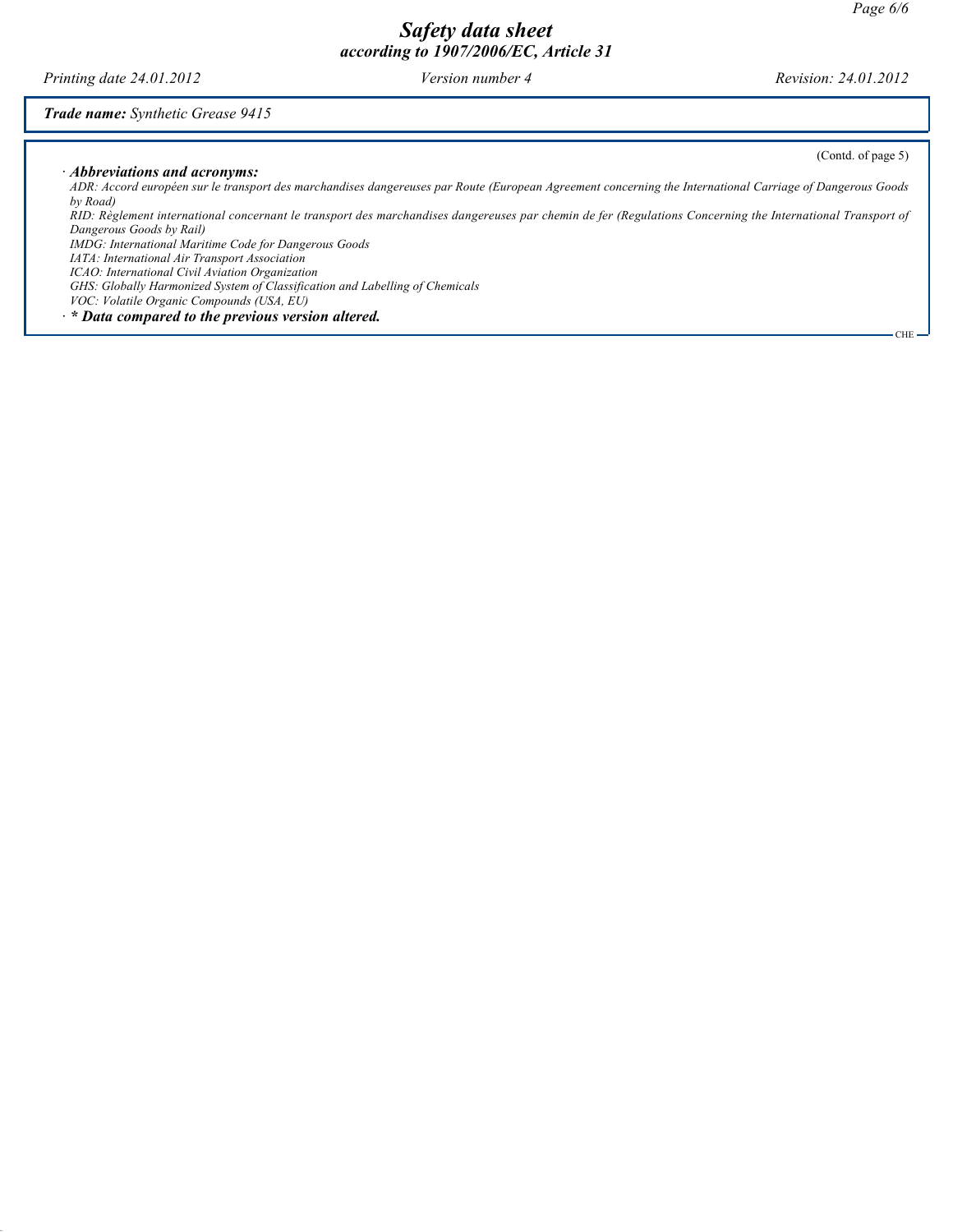(Contd. of page 5)

· ***Abbreviations and acronyms:***

*ADR: Accord européen sur le transport des marchandises dangereuses par Route (European Agreement concerning the International Carriage of Dangerous Goods by Road)*
*RID: Règlement international concernant le transport des marchandises dangereuses par chemin de fer (Regulations Concerning the International Transport of Dangerous Goods by Rail)*
*IMDG: International Maritime Code for Dangerous Goods*
*IATA: International Air Transport Association*
*ICAO: International Civil Aviation Organization*
*GHS: Globally Harmonized System of Classification and Labelling of Chemicals*
*VOC: Volatile Organic Compounds (USA, EU)*

· ***\* Data compared to the previous version altered.***

CHE